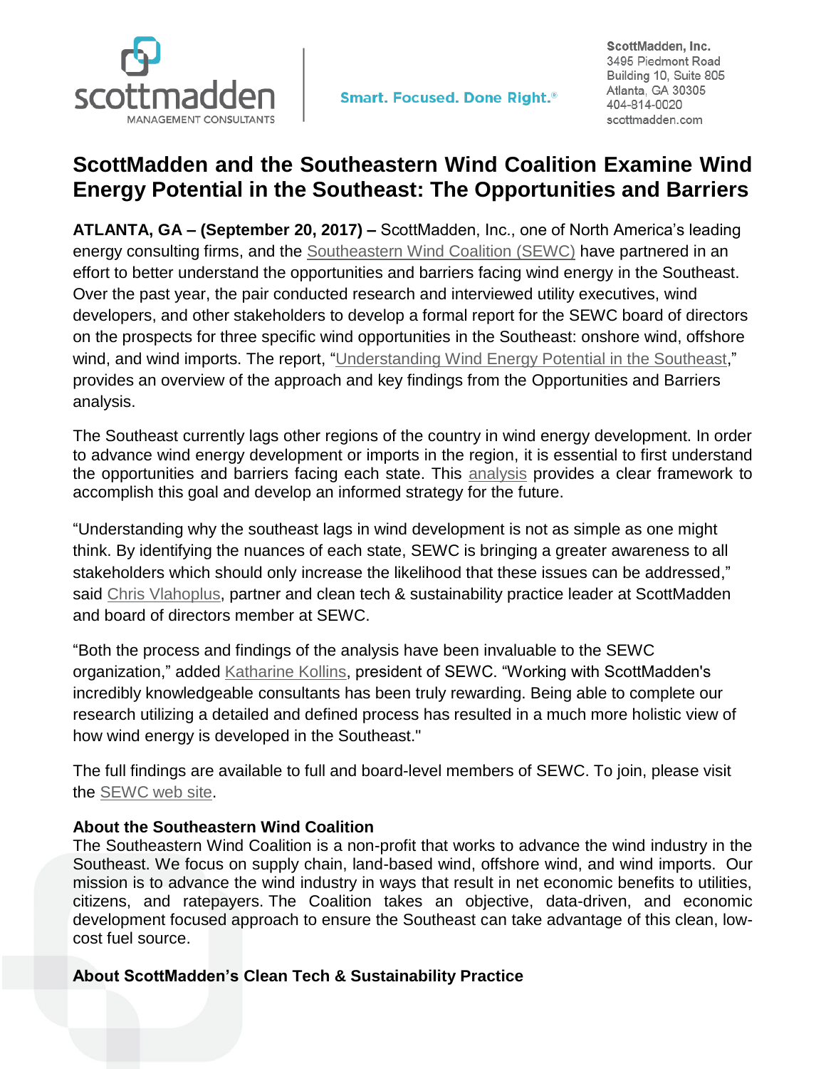scottmadden

MANAGEMENT CONSULTANTS

Smart. Focused. Done Right.®

ScottMadden, Inc.
3495 Piedmont Road
Building 10, Suite 805
Atlanta, GA 30305
404-814-0020
scottmadden.com

# ScottMadden and the Southeastern Wind Coalition Examine Wind Energy Potential in the Southeast: The Opportunities and Barriers

**ATLANTA, GA – (September 20, 2017) –** ScottMadden, Inc., one of North America's leading energy consulting firms, and the Southeastern Wind Coalition (SEWC) have partnered in an effort to better understand the opportunities and barriers facing wind energy in the Southeast. Over the past year, the pair conducted research and interviewed utility executives, wind developers, and other stakeholders to develop a formal report for the SEWC board of directors on the prospects for three specific wind opportunities in the Southeast: onshore wind, offshore wind, and wind imports. The report, "Understanding Wind Energy Potential in the Southeast," provides an overview of the approach and key findings from the Opportunities and Barriers analysis.

The Southeast currently lags other regions of the country in wind energy development. In order to advance wind energy development or imports in the region, it is essential to first understand the opportunities and barriers facing each state. This analysis provides a clear framework to accomplish this goal and develop an informed strategy for the future.

"Understanding why the southeast lags in wind development is not as simple as one might think. By identifying the nuances of each state, SEWC is bringing a greater awareness to all stakeholders which should only increase the likelihood that these issues can be addressed," said Chris Vlahoplus, partner and clean tech & sustainability practice leader at ScottMadden and board of directors member at SEWC.

"Both the process and findings of the analysis have been invaluable to the SEWC organization," added Katharine Kollins, president of SEWC. "Working with ScottMadden's incredibly knowledgeable consultants has been truly rewarding. Being able to complete our research utilizing a detailed and defined process has resulted in a much more holistic view of how wind energy is developed in the Southeast."

The full findings are available to full and board-level members of SEWC. To join, please visit the SEWC web site.

**About the Southeastern Wind Coalition**
The Southeastern Wind Coalition is a non-profit that works to advance the wind industry in the Southeast. We focus on supply chain, land-based wind, offshore wind, and wind imports. Our mission is to advance the wind industry in ways that result in net economic benefits to utilities, citizens, and ratepayers. The Coalition takes an objective, data-driven, and economic development focused approach to ensure the Southeast can take advantage of this clean, low-cost fuel source.

**About ScottMadden's Clean Tech & Sustainability Practice**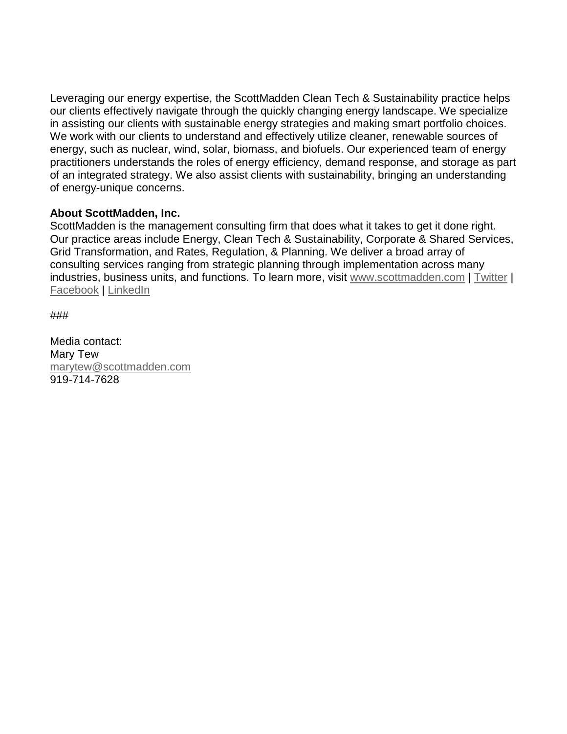Leveraging our energy expertise, the ScottMadden Clean Tech & Sustainability practice helps our clients effectively navigate through the quickly changing energy landscape. We specialize in assisting our clients with sustainable energy strategies and making smart portfolio choices. We work with our clients to understand and effectively utilize cleaner, renewable sources of energy, such as nuclear, wind, solar, biomass, and biofuels. Our experienced team of energy practitioners understands the roles of energy efficiency, demand response, and storage as part of an integrated strategy. We also assist clients with sustainability, bringing an understanding of energy-unique concerns.

**About ScottMadden, Inc.**
ScottMadden is the management consulting firm that does what it takes to get it done right. Our practice areas include Energy, Clean Tech & Sustainability, Corporate & Shared Services, Grid Transformation, and Rates, Regulation, & Planning. We deliver a broad array of consulting services ranging from strategic planning through implementation across many industries, business units, and functions. To learn more, visit www.scottmadden.com | Twitter | Facebook | LinkedIn

###

Media contact:
Mary Tew
marytew@scottmadden.com
919-714-7628